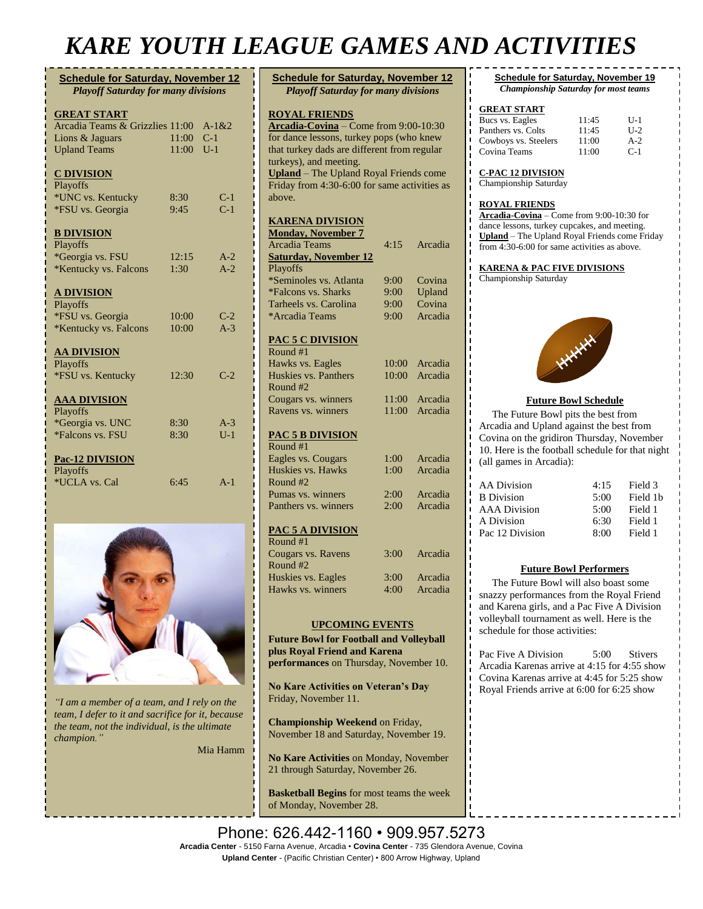# KARE YOUTH LEAGUE GAMES AND ACTIVITIES

**Schedule for Saturday, November 12**
*Playoff Saturday for many divisions*

**GREAT START**

| | | |
|---|---|---|
| Arcadia Teams & Grizzlies | 11:00 | A-1&2 |
| Lions & Jaguars | 11:00 | C-1 |
| Upland Teams | 11:00 | U-1 |

**C DIVISION**
Playoffs

| | | |
|---|---|---|
| *UNC vs. Kentucky | 8:30 | C-1 |
| *FSU vs. Georgia | 9:45 | C-1 |

**B DIVISION**
Playoffs

| | | |
|---|---|---|
| *Georgia vs. FSU | 12:15 | A-2 |
| *Kentucky vs. Falcons | 1:30 | A-2 |

**A DIVISION**
Playoffs

| | | |
|---|---|---|
| *FSU vs. Georgia | 10:00 | C-2 |
| *Kentucky vs. Falcons | 10:00 | A-3 |

**AA DIVISION**
Playoffs

| | | |
|---|---|---|
| *FSU vs. Kentucky | 12:30 | C-2 |

**AAA DIVISION**
Playoffs

| | | |
|---|---|---|
| *Georgia vs. UNC | 8:30 | A-3 |
| *Falcons vs. FSU | 8:30 | U-1 |

**Pac-12 DIVISION**
Playoffs

| | | |
|---|---|---|
| *UCLA vs. Cal | 6:45 | A-1 |

*"I am a member of a team, and I rely on the team, I defer to it and sacrifice for it, because the team, not the individual, is the ultimate champion."*

Mia Hamm

**Schedule for Saturday, November 12**
*Playoff Saturday for many divisions*

**ROYAL FRIENDS**
**Arcadia-Covina** – Come from 9:00-10:30 for dance lessons, turkey pops (who knew that turkey dads are different from regular turkeys), and meeting.
**Upland** – The Upland Royal Friends come Friday from 4:30-6:00 for same activities as above.

**KARENA DIVISION**
**Monday, November 7**

| | | |
|---|---|---|
| Arcadia Teams | 4:15 | Arcadia |

**Saturday, November 12**
Playoffs

| | | |
|---|---|---|
| *Seminoles vs. Atlanta | 9:00 | Covina |
| *Falcons vs. Sharks | 9:00 | Upland |
| Tarheels vs. Carolina | 9:00 | Covina |
| *Arcadia Teams | 9:00 | Arcadia |

**PAC 5 C DIVISION**

| | | |
|---|---|---|
| Round #1 | | |
| Hawks vs. Eagles | 10:00 | Arcadia |
| Huskies vs. Panthers | 10:00 | Arcadia |
| Round #2 | | |
| Cougars vs. winners | 11:00 | Arcadia |
| Ravens vs. winners | 11:00 | Arcadia |

**PAC 5 B DIVISION**

| | | |
|---|---|---|
| Round #1 | | |
| Eagles vs. Cougars | 1:00 | Arcadia |
| Huskies vs. Hawks | 1:00 | Arcadia |
| Round #2 | | |
| Pumas vs. winners | 2:00 | Arcadia |
| Panthers vs. winners | 2:00 | Arcadia |

**PAC 5 A DIVISION**

| | | |
|---|---|---|
| Round #1 | | |
| Cougars vs. Ravens | 3:00 | Arcadia |
| Round #2 | | |
| Huskies vs. Eagles | 3:00 | Arcadia |
| Hawks vs. winners | 4:00 | Arcadia |

**UPCOMING EVENTS**

**Future Bowl for Football and Volleyball plus Royal Friend and Karena performances** on Thursday, November 10.

**No Kare Activities on Veteran's Day** Friday, November 11.

**Championship Weekend** on Friday, November 18 and Saturday, November 19.

**No Kare Activities** on Monday, November 21 through Saturday, November 26.

**Basketball Begins** for most teams the week of Monday, November 28.

**Schedule for Saturday, November 19**
*Championship Saturday for most teams*

**GREAT START**

| | | |
|---|---|---|
| Bucs vs. Eagles | 11:45 | U-1 |
| Panthers vs. Colts | 11:45 | U-2 |
| Cowboys vs. Steelers | 11:00 | A-2 |
| Covina Teams | 11:00 | C-1 |

**C-PAC 12 DIVISION**
Championship Saturday

**ROYAL FRIENDS**
**Arcadia-Covina** – Come from 9:00-10:30 for dance lessons, turkey cupcakes, and meeting.
**Upland** – The Upland Royal Friends come Friday from 4:30-6:00 for same activities as above.

**KARENA & PAC FIVE DIVISIONS**
Championship Saturday

**Future Bowl Schedule**

The Future Bowl pits the best from Arcadia and Upland against the best from Covina on the gridiron Thursday, November 10. Here is the football schedule for that night (all games in Arcadia):

| | | |
|---|---|---|
| AA Division | 4:15 | Field 3 |
| B Division | 5:00 | Field 1b |
| AAA Division | 5:00 | Field 1 |
| A Division | 6:30 | Field 1 |
| Pac 12 Division | 8:00 | Field 1 |

**Future Bowl Performers**

The Future Bowl will also boast some snazzy performances from the Royal Friend and Karena girls, and a Pac Five A Division volleyball tournament as well. Here is the schedule for those activities:

Pac Five A Division 5:00 Stivers
Arcadia Karenas arrive at 4:15 for 4:55 show
Covina Karenas arrive at 4:45 for 5:25 show
Royal Friends arrive at 6:00 for 6:25 show

Phone: 626.442-1160 • 909.957.5273
**Arcadia Center** - 5150 Farna Avenue, Arcadia • **Covina Center** - 735 Glendora Avenue, Covina
**Upland Center** - (Pacific Christian Center) • 800 Arrow Highway, Upland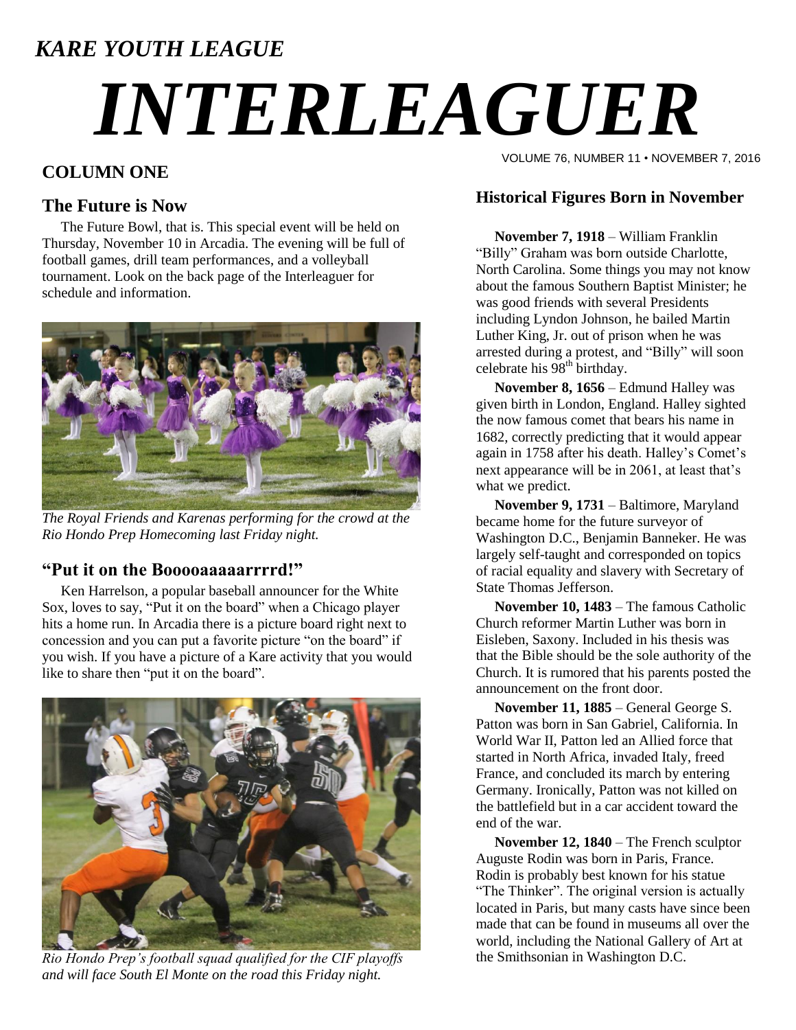*KARE YOUTH LEAGUE*

# *INTERLEAGUER*

VOLUME 76, NUMBER 11 • NOVEMBER 7, 2016

## COLUMN ONE

### The Future is Now

The Future Bowl, that is. This special event will be held on Thursday, November 10 in Arcadia. The evening will be full of football games, drill team performances, and a volleyball tournament. Look on the back page of the Interleaguer for schedule and information.

*The Royal Friends and Karenas performing for the crowd at the Rio Hondo Prep Homecoming last Friday night.*

### "Put it on the Booooaaaaarrrrd!"

Ken Harrelson, a popular baseball announcer for the White Sox, loves to say, "Put it on the board" when a Chicago player hits a home run. In Arcadia there is a picture board right next to concession and you can put a favorite picture "on the board" if you wish. If you have a picture of a Kare activity that you would like to share then "put it on the board".

*Rio Hondo Prep's football squad qualified for the CIF playoffs and will face South El Monte on the road this Friday night.*

### Historical Figures Born in November

**November 7, 1918** – William Franklin "Billy" Graham was born outside Charlotte, North Carolina. Some things you may not know about the famous Southern Baptist Minister; he was good friends with several Presidents including Lyndon Johnson, he bailed Martin Luther King, Jr. out of prison when he was arrested during a protest, and "Billy" will soon celebrate his 98th birthday.

**November 8, 1656** – Edmund Halley was given birth in London, England. Halley sighted the now famous comet that bears his name in 1682, correctly predicting that it would appear again in 1758 after his death. Halley's Comet's next appearance will be in 2061, at least that's what we predict.

**November 9, 1731** – Baltimore, Maryland became home for the future surveyor of Washington D.C., Benjamin Banneker. He was largely self-taught and corresponded on topics of racial equality and slavery with Secretary of State Thomas Jefferson.

**November 10, 1483** – The famous Catholic Church reformer Martin Luther was born in Eisleben, Saxony. Included in his thesis was that the Bible should be the sole authority of the Church. It is rumored that his parents posted the announcement on the front door.

**November 11, 1885** – General George S. Patton was born in San Gabriel, California. In World War II, Patton led an Allied force that started in North Africa, invaded Italy, freed France, and concluded its march by entering Germany. Ironically, Patton was not killed on the battlefield but in a car accident toward the end of the war.

**November 12, 1840** – The French sculptor Auguste Rodin was born in Paris, France. Rodin is probably best known for his statue "The Thinker". The original version is actually located in Paris, but many casts have since been made that can be found in museums all over the world, including the National Gallery of Art at the Smithsonian in Washington D.C.